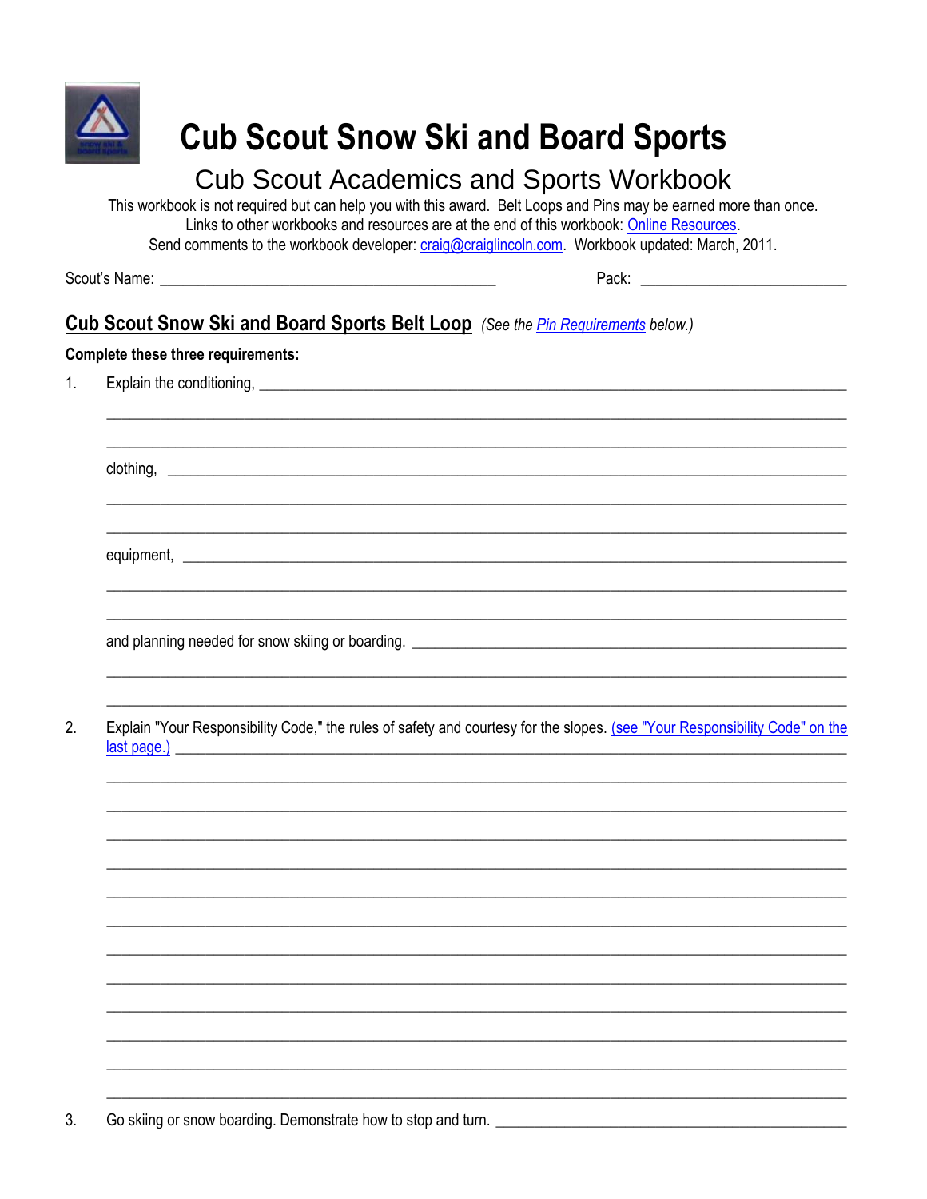# Cub Scout Snow Ski and Board Sports

## Cub Scout Academics and Sports Workbook

This workbook is not required but can help you with this award. Belt Loops and Pins may be earned more than once.
Links to other workbooks and resources are at the end of this workbook: Online Resources.
Send comments to the workbook developer: craig@craiglincoln.com. Workbook updated: March, 2011.

Scout's Name: ________________________________________ Pack: ________________________

## Cub Scout Snow Ski and Board Sports Belt Loop *(See the Pin Requirements below.)*

**Complete these three requirements:**

1. Explain the conditioning, ____________________________________________________________

   ____________________________________________________________

   ____________________________________________________________

   clothing, ____________________________________________________________

   ____________________________________________________________

   ____________________________________________________________

   equipment, ____________________________________________________________

   ____________________________________________________________

   ____________________________________________________________

   and planning needed for snow skiing or boarding. ____________________________________________________________

   ____________________________________________________________

   ____________________________________________________________

2. Explain "Your Responsibility Code," the rules of safety and courtesy for the slopes. (see "Your Responsibility Code" on the last page.) ____________________________________________________________

   ____________________________________________________________

   ____________________________________________________________

   ____________________________________________________________

   ____________________________________________________________

   ____________________________________________________________

   ____________________________________________________________

   ____________________________________________________________

   ____________________________________________________________

   ____________________________________________________________

   ____________________________________________________________

   ____________________________________________________________

   ____________________________________________________________

3. Go skiing or snow boarding. Demonstrate how to stop and turn. ____________________________________________________________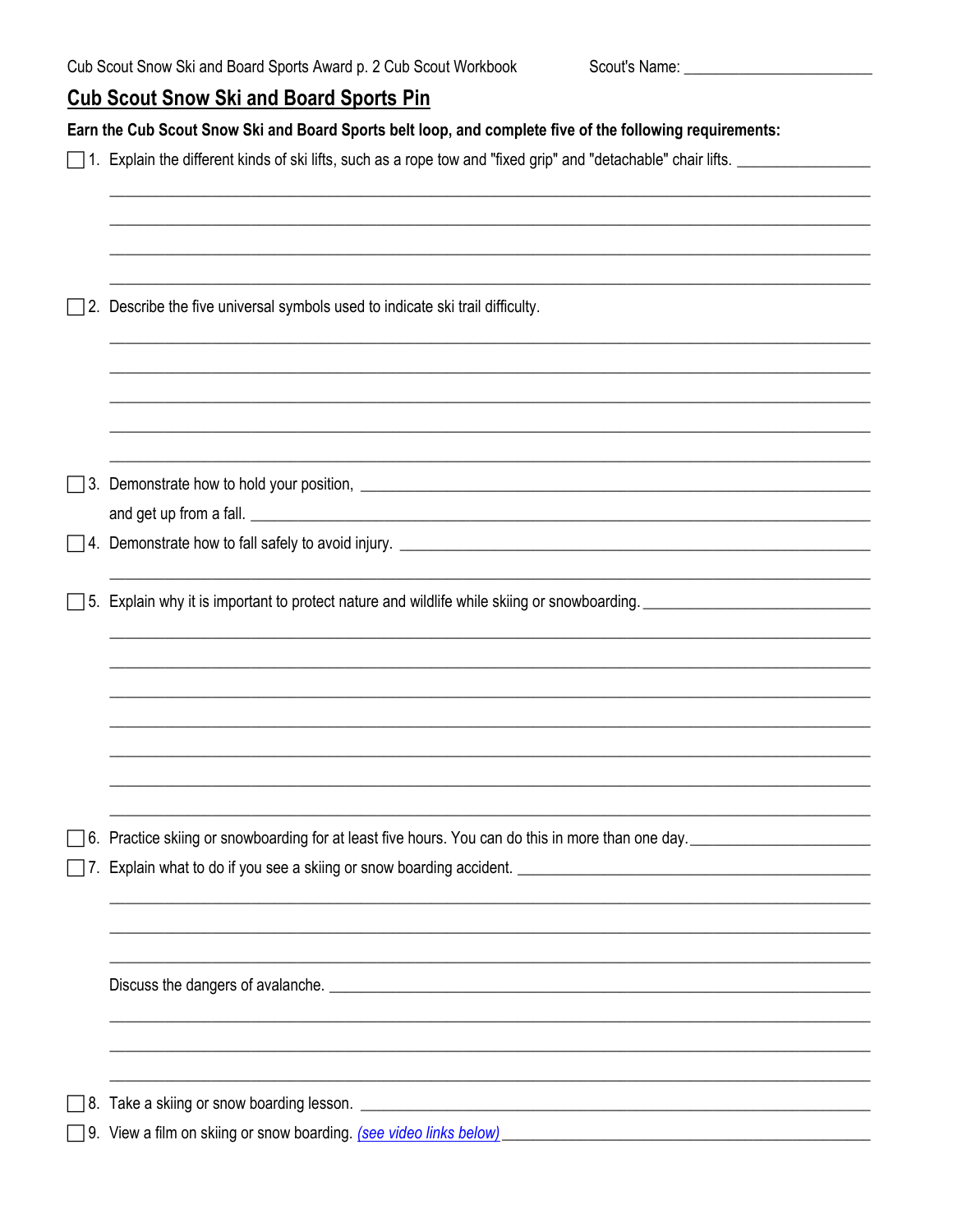Scout's Name: ________________________

## Cub Scout Snow Ski and Board Sports Pin

**Earn the Cub Scout Snow Ski and Board Sports belt loop, and complete five of the following requirements:**

- [ ] 1. Explain the different kinds of ski lifts, such as a rope tow and "fixed grip" and "detachable" chair lifts.
- [ ] 2. Describe the five universal symbols used to indicate ski trail difficulty.
- [ ] 3. Demonstrate how to hold your position, and get up from a fall.
- [ ] 4. Demonstrate how to fall safely to avoid injury.
- [ ] 5. Explain why it is important to protect nature and wildlife while skiing or snowboarding.
- [ ] 6. Practice skiing or snowboarding for at least five hours. You can do this in more than one day.
- [ ] 7. Explain what to do if you see a skiing or snow boarding accident.

  Discuss the dangers of avalanche.
- [ ] 8. Take a skiing or snow boarding lesson.
- [ ] 9. View a film on skiing or snow boarding. *(see video links below)*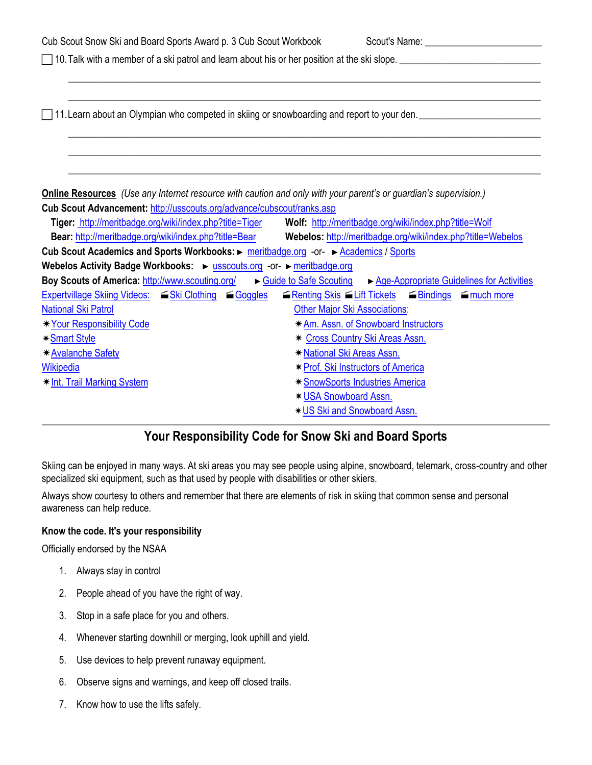Scout's Name: ______________________

☐ 10. Talk with a member of a ski patrol and learn about his or her position at the ski slope. ______________________________

________________________________________________________________________________

________________________________________________________________________________

☐ 11. Learn about an Olympian who competed in skiing or snowboarding and report to your den. ______________________________

________________________________________________________________________________

________________________________________________________________________________

________________________________________________________________________________

**Online Resources** *(Use any Internet resource with caution and only with your parent's or guardian's supervision.)*

**Cub Scout Advancement:** http://usscouts.org/advance/cubscout/ranks.asp

**Tiger:** http://meritbadge.org/wiki/index.php?title=Tiger **Wolf:** http://meritbadge.org/wiki/index.php?title=Wolf

**Bear:** http://meritbadge.org/wiki/index.php?title=Bear **Webelos:** http://meritbadge.org/wiki/index.php?title=Webelos

**Cub Scout Academics and Sports Workbooks:** ► meritbadge.org -or- ► Academics / Sports

**Webelos Activity Badge Workbooks:** ► usscouts.org -or- ► meritbadge.org

**Boy Scouts of America:** http://www.scouting.org/ ► Guide to Safe Scouting ► Age-Appropriate Guidelines for Activities

Expertvillage Skiing Videos: Ski Clothing Goggles Renting Skis Lift Tickets Bindings much more

National Ski Patrol
- ✷Your Responsibility Code
- ✷Smart Style
- ✷Avalanche Safety

Wikipedia
- ✷Int. Trail Marking System

Other Major Ski Associations:
- ✷Am. Assn. of Snowboard Instructors
- ✷Cross Country Ski Areas Assn.
- ✷National Ski Areas Assn.
- ✷Prof. Ski Instructors of America
- ✷SnowSports Industries America
- ✷USA Snowboard Assn.
- ✷US Ski and Snowboard Assn.

---

## Your Responsibility Code for Snow Ski and Board Sports

Skiing can be enjoyed in many ways. At ski areas you may see people using alpine, snowboard, telemark, cross-country and other specialized ski equipment, such as that used by people with disabilities or other skiers.

Always show courtesy to others and remember that there are elements of risk in skiing that common sense and personal awareness can help reduce.

**Know the code. It's your responsibility**

Officially endorsed by the NSAA

1. Always stay in control
2. People ahead of you have the right of way.
3. Stop in a safe place for you and others.
4. Whenever starting downhill or merging, look uphill and yield.
5. Use devices to help prevent runaway equipment.
6. Observe signs and warnings, and keep off closed trails.
7. Know how to use the lifts safely.